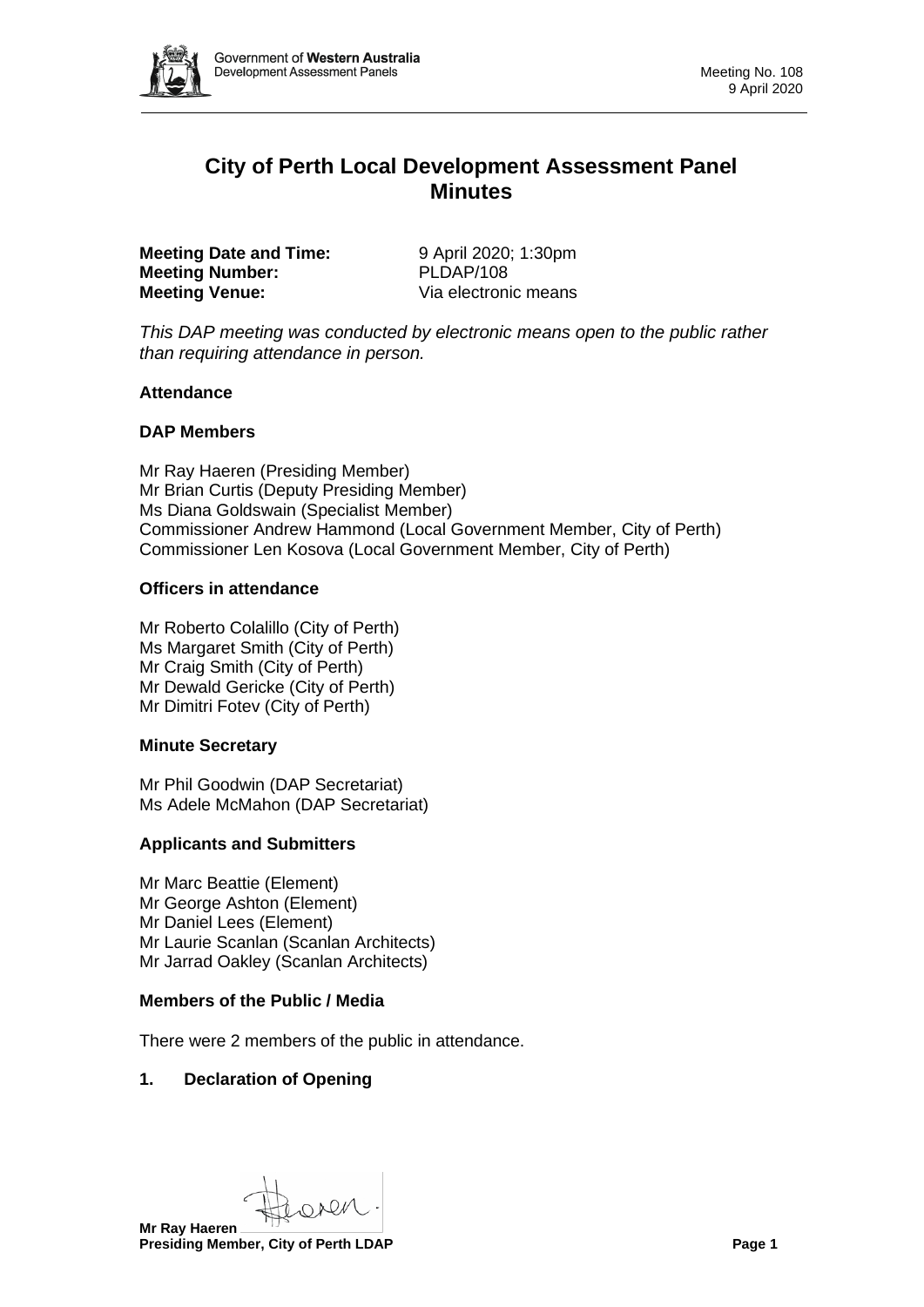# City of Perth Local Development Assessment Panel Minutes

**Meeting Date and Time:** 9 April 2020; 1:30pm
**Meeting Number:** PLDAP/108
**Meeting Venue:** Via electronic means

*This DAP meeting was conducted by electronic means open to the public rather than requiring attendance in person.*

**Attendance**

**DAP Members**

Mr Ray Haeren (Presiding Member)
Mr Brian Curtis (Deputy Presiding Member)
Ms Diana Goldswain (Specialist Member)
Commissioner Andrew Hammond (Local Government Member, City of Perth)
Commissioner Len Kosova (Local Government Member, City of Perth)

**Officers in attendance**

Mr Roberto Colalillo (City of Perth)
Ms Margaret Smith (City of Perth)
Mr Craig Smith (City of Perth)
Mr Dewald Gericke (City of Perth)
Mr Dimitri Fotev (City of Perth)

**Minute Secretary**

Mr Phil Goodwin (DAP Secretariat)
Ms Adele McMahon (DAP Secretariat)

**Applicants and Submitters**

Mr Marc Beattie (Element)
Mr George Ashton (Element)
Mr Daniel Lees (Element)
Mr Laurie Scanlan (Scanlan Architects)
Mr Jarrad Oakley (Scanlan Architects)

**Members of the Public / Media**

There were 2 members of the public in attendance.

**1. Declaration of Opening**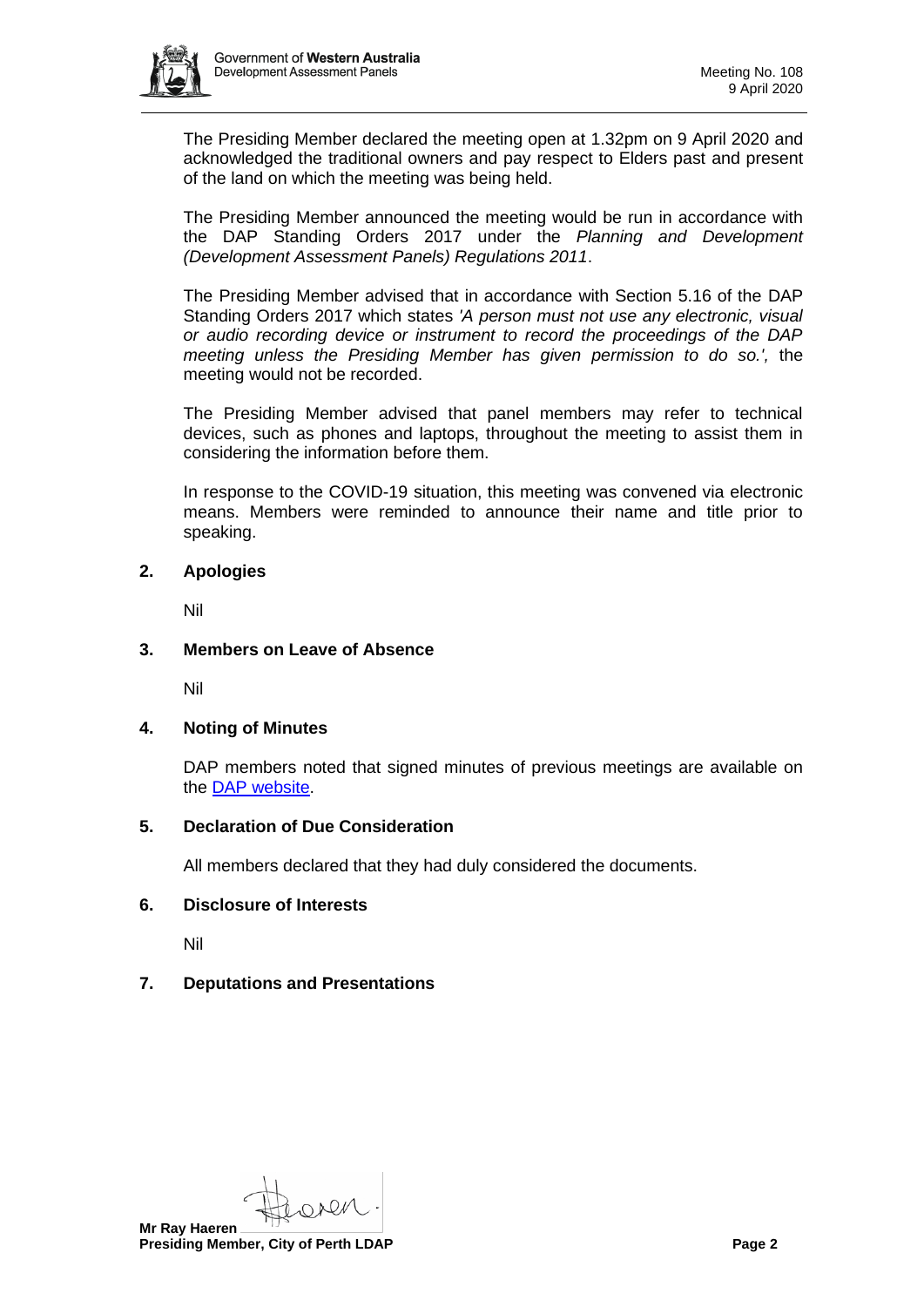The Presiding Member declared the meeting open at 1.32pm on 9 April 2020 and acknowledged the traditional owners and pay respect to Elders past and present of the land on which the meeting was being held.

The Presiding Member announced the meeting would be run in accordance with the DAP Standing Orders 2017 under the *Planning and Development (Development Assessment Panels) Regulations 2011*.

The Presiding Member advised that in accordance with Section 5.16 of the DAP Standing Orders 2017 which states *'A person must not use any electronic, visual or audio recording device or instrument to record the proceedings of the DAP meeting unless the Presiding Member has given permission to do so.',* the meeting would not be recorded.

The Presiding Member advised that panel members may refer to technical devices, such as phones and laptops, throughout the meeting to assist them in considering the information before them.

In response to the COVID-19 situation, this meeting was convened via electronic means. Members were reminded to announce their name and title prior to speaking.

## 2. Apologies

Nil

## 3. Members on Leave of Absence

Nil

## 4. Noting of Minutes

DAP members noted that signed minutes of previous meetings are available on the DAP website.

## 5. Declaration of Due Consideration

All members declared that they had duly considered the documents.

## 6. Disclosure of Interests

Nil

## 7. Deputations and Presentations

**Mr Ray Haeren**
**Presiding Member, City of Perth LDAP**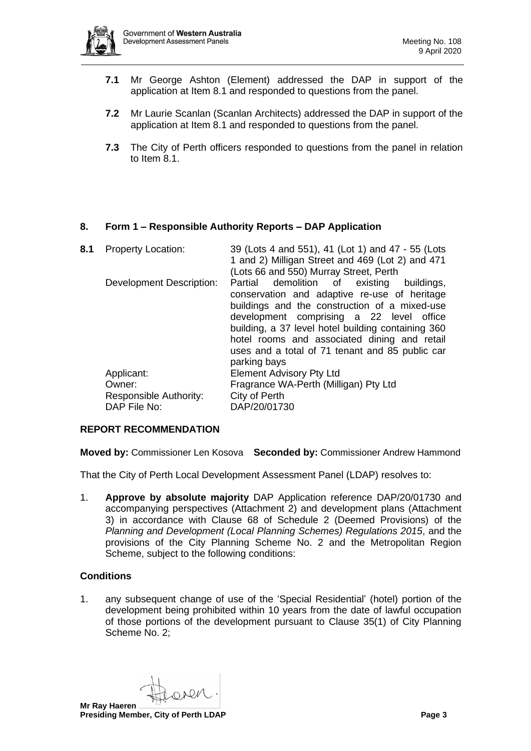**7.1** Mr George Ashton (Element) addressed the DAP in support of the application at Item 8.1 and responded to questions from the panel.

**7.2** Mr Laurie Scanlan (Scanlan Architects) addressed the DAP in support of the application at Item 8.1 and responded to questions from the panel.

**7.3** The City of Perth officers responded to questions from the panel in relation to Item 8.1.

## 8. Form 1 – Responsible Authority Reports – DAP Application

**8.1**

| | |
|---|---|
| Property Location: | 39 (Lots 4 and 551), 41 (Lot 1) and 47 - 55 (Lots 1 and 2) Milligan Street and 469 (Lot 2) and 471 (Lots 66 and 550) Murray Street, Perth |
| Development Description: | Partial demolition of existing buildings, conservation and adaptive re-use of heritage buildings and the construction of a mixed-use development comprising a 22 level office building, a 37 level hotel building containing 360 hotel rooms and associated dining and retail uses and a total of 71 tenant and 85 public car parking bays |
| Applicant: | Element Advisory Pty Ltd |
| Owner: | Fragrance WA-Perth (Milligan) Pty Ltd |
| Responsible Authority: | City of Perth |
| DAP File No: | DAP/20/01730 |

### REPORT RECOMMENDATION

**Moved by:** Commissioner Len Kosova **Seconded by:** Commissioner Andrew Hammond

That the City of Perth Local Development Assessment Panel (LDAP) resolves to:

1. **Approve by absolute majority** DAP Application reference DAP/20/01730 and accompanying perspectives (Attachment 2) and development plans (Attachment 3) in accordance with Clause 68 of Schedule 2 (Deemed Provisions) of the *Planning and Development (Local Planning Schemes) Regulations 2015*, and the provisions of the City Planning Scheme No. 2 and the Metropolitan Region Scheme, subject to the following conditions:

### Conditions

1. any subsequent change of use of the 'Special Residential' (hotel) portion of the development being prohibited within 10 years from the date of lawful occupation of those portions of the development pursuant to Clause 35(1) of City Planning Scheme No. 2;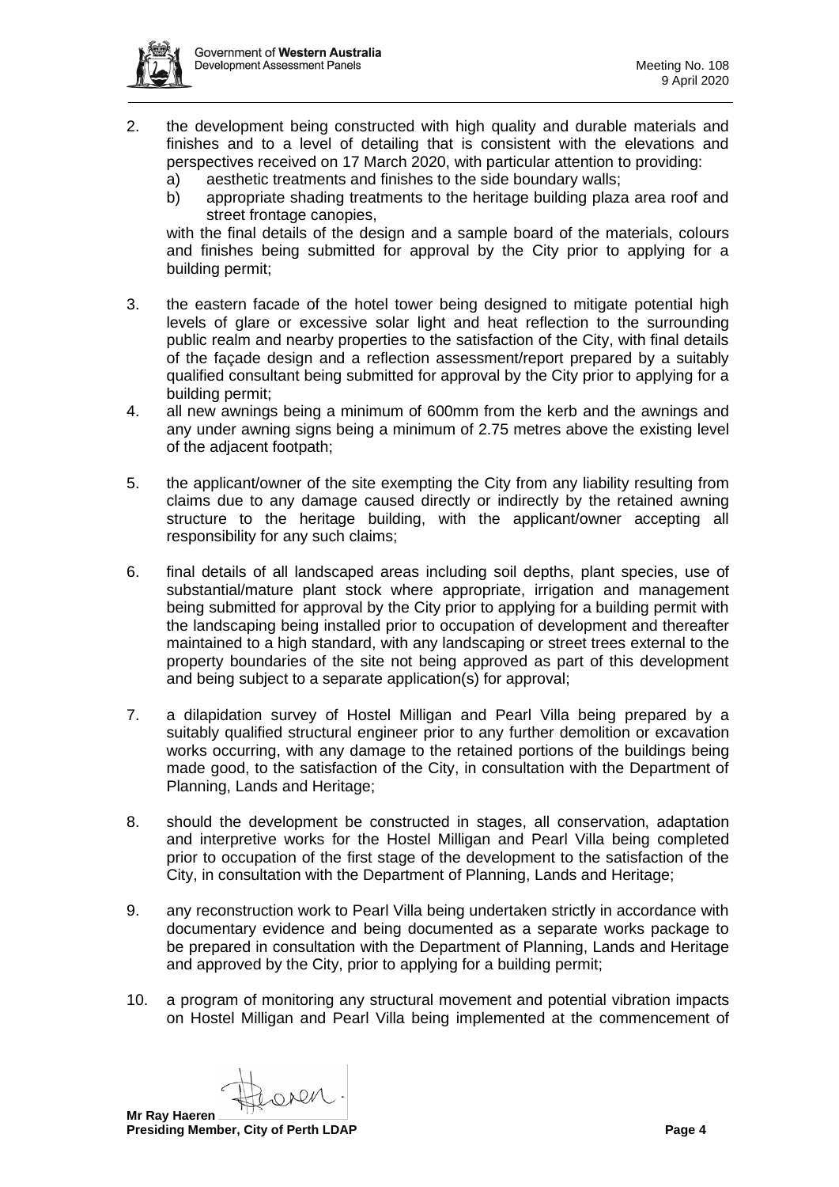2. the development being constructed with high quality and durable materials and finishes and to a level of detailing that is consistent with the elevations and perspectives received on 17 March 2020, with particular attention to providing:
   a) aesthetic treatments and finishes to the side boundary walls;
   b) appropriate shading treatments to the heritage building plaza area roof and street frontage canopies,

   with the final details of the design and a sample board of the materials, colours and finishes being submitted for approval by the City prior to applying for a building permit;

3. the eastern facade of the hotel tower being designed to mitigate potential high levels of glare or excessive solar light and heat reflection to the surrounding public realm and nearby properties to the satisfaction of the City, with final details of the façade design and a reflection assessment/report prepared by a suitably qualified consultant being submitted for approval by the City prior to applying for a building permit;

4. all new awnings being a minimum of 600mm from the kerb and the awnings and any under awning signs being a minimum of 2.75 metres above the existing level of the adjacent footpath;

5. the applicant/owner of the site exempting the City from any liability resulting from claims due to any damage caused directly or indirectly by the retained awning structure to the heritage building, with the applicant/owner accepting all responsibility for any such claims;

6. final details of all landscaped areas including soil depths, plant species, use of substantial/mature plant stock where appropriate, irrigation and management being submitted for approval by the City prior to applying for a building permit with the landscaping being installed prior to occupation of development and thereafter maintained to a high standard, with any landscaping or street trees external to the property boundaries of the site not being approved as part of this development and being subject to a separate application(s) for approval;

7. a dilapidation survey of Hostel Milligan and Pearl Villa being prepared by a suitably qualified structural engineer prior to any further demolition or excavation works occurring, with any damage to the retained portions of the buildings being made good, to the satisfaction of the City, in consultation with the Department of Planning, Lands and Heritage;

8. should the development be constructed in stages, all conservation, adaptation and interpretive works for the Hostel Milligan and Pearl Villa being completed prior to occupation of the first stage of the development to the satisfaction of the City, in consultation with the Department of Planning, Lands and Heritage;

9. any reconstruction work to Pearl Villa being undertaken strictly in accordance with documentary evidence and being documented as a separate works package to be prepared in consultation with the Department of Planning, Lands and Heritage and approved by the City, prior to applying for a building permit;

10. a program of monitoring any structural movement and potential vibration impacts on Hostel Milligan and Pearl Villa being implemented at the commencement of

**Mr Ray Haeren**
**Presiding Member, City of Perth LDAP**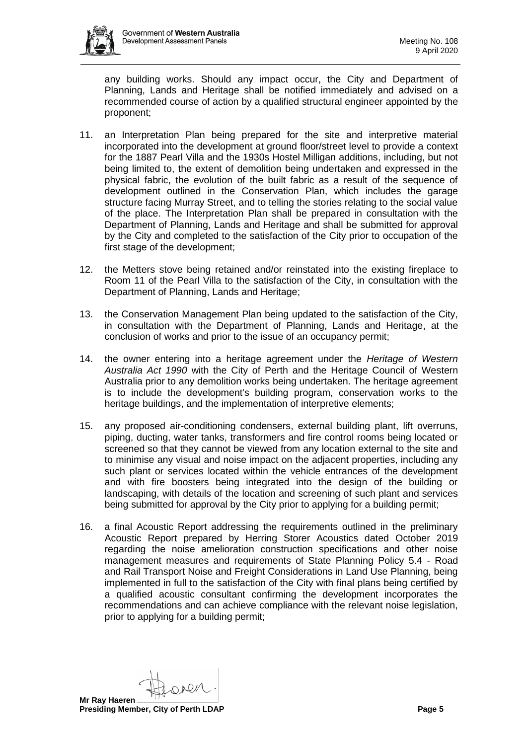any building works. Should any impact occur, the City and Department of Planning, Lands and Heritage shall be notified immediately and advised on a recommended course of action by a qualified structural engineer appointed by the proponent;

11. an Interpretation Plan being prepared for the site and interpretive material incorporated into the development at ground floor/street level to provide a context for the 1887 Pearl Villa and the 1930s Hostel Milligan additions, including, but not being limited to, the extent of demolition being undertaken and expressed in the physical fabric, the evolution of the built fabric as a result of the sequence of development outlined in the Conservation Plan, which includes the garage structure facing Murray Street, and to telling the stories relating to the social value of the place. The Interpretation Plan shall be prepared in consultation with the Department of Planning, Lands and Heritage and shall be submitted for approval by the City and completed to the satisfaction of the City prior to occupation of the first stage of the development;

12. the Metters stove being retained and/or reinstated into the existing fireplace to Room 11 of the Pearl Villa to the satisfaction of the City, in consultation with the Department of Planning, Lands and Heritage;

13. the Conservation Management Plan being updated to the satisfaction of the City, in consultation with the Department of Planning, Lands and Heritage, at the conclusion of works and prior to the issue of an occupancy permit;

14. the owner entering into a heritage agreement under the *Heritage of Western Australia Act 1990* with the City of Perth and the Heritage Council of Western Australia prior to any demolition works being undertaken. The heritage agreement is to include the development's building program, conservation works to the heritage buildings, and the implementation of interpretive elements;

15. any proposed air-conditioning condensers, external building plant, lift overruns, piping, ducting, water tanks, transformers and fire control rooms being located or screened so that they cannot be viewed from any location external to the site and to minimise any visual and noise impact on the adjacent properties, including any such plant or services located within the vehicle entrances of the development and with fire boosters being integrated into the design of the building or landscaping, with details of the location and screening of such plant and services being submitted for approval by the City prior to applying for a building permit;

16. a final Acoustic Report addressing the requirements outlined in the preliminary Acoustic Report prepared by Herring Storer Acoustics dated October 2019 regarding the noise amelioration construction specifications and other noise management measures and requirements of State Planning Policy 5.4 - Road and Rail Transport Noise and Freight Considerations in Land Use Planning, being implemented in full to the satisfaction of the City with final plans being certified by a qualified acoustic consultant confirming the development incorporates the recommendations and can achieve compliance with the relevant noise legislation, prior to applying for a building permit;

**Mr Ray Haeren**
**Presiding Member, City of Perth LDAP**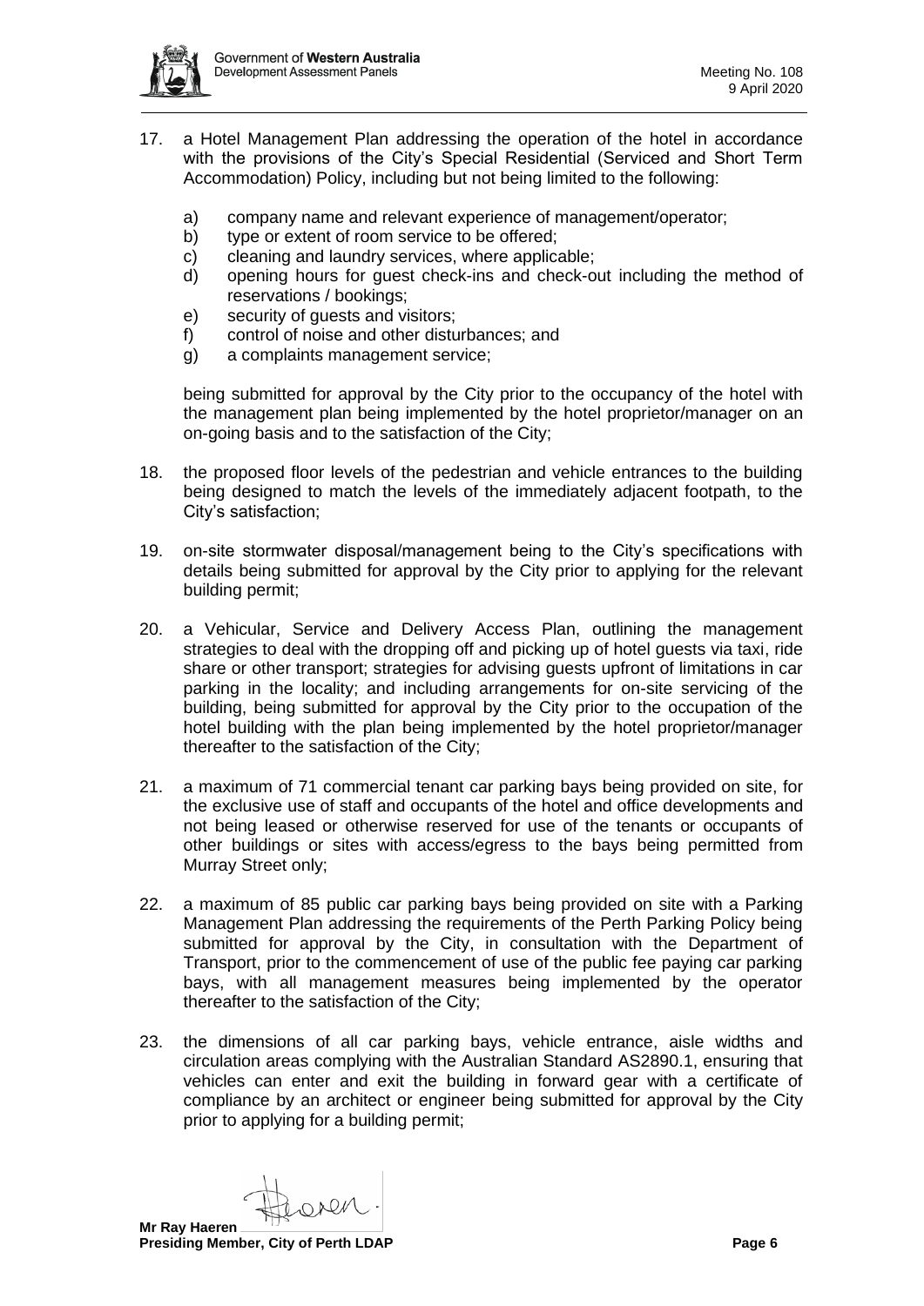17. a Hotel Management Plan addressing the operation of the hotel in accordance with the provisions of the City's Special Residential (Serviced and Short Term Accommodation) Policy, including but not being limited to the following:

    a) company name and relevant experience of management/operator;
    b) type or extent of room service to be offered;
    c) cleaning and laundry services, where applicable;
    d) opening hours for guest check-ins and check-out including the method of reservations / bookings;
    e) security of guests and visitors;
    f) control of noise and other disturbances; and
    g) a complaints management service;

    being submitted for approval by the City prior to the occupancy of the hotel with the management plan being implemented by the hotel proprietor/manager on an on-going basis and to the satisfaction of the City;

18. the proposed floor levels of the pedestrian and vehicle entrances to the building being designed to match the levels of the immediately adjacent footpath, to the City's satisfaction;

19. on-site stormwater disposal/management being to the City's specifications with details being submitted for approval by the City prior to applying for the relevant building permit;

20. a Vehicular, Service and Delivery Access Plan, outlining the management strategies to deal with the dropping off and picking up of hotel guests via taxi, ride share or other transport; strategies for advising guests upfront of limitations in car parking in the locality; and including arrangements for on-site servicing of the building, being submitted for approval by the City prior to the occupation of the hotel building with the plan being implemented by the hotel proprietor/manager thereafter to the satisfaction of the City;

21. a maximum of 71 commercial tenant car parking bays being provided on site, for the exclusive use of staff and occupants of the hotel and office developments and not being leased or otherwise reserved for use of the tenants or occupants of other buildings or sites with access/egress to the bays being permitted from Murray Street only;

22. a maximum of 85 public car parking bays being provided on site with a Parking Management Plan addressing the requirements of the Perth Parking Policy being submitted for approval by the City, in consultation with the Department of Transport, prior to the commencement of use of the public fee paying car parking bays, with all management measures being implemented by the operator thereafter to the satisfaction of the City;

23. the dimensions of all car parking bays, vehicle entrance, aisle widths and circulation areas complying with the Australian Standard AS2890.1, ensuring that vehicles can enter and exit the building in forward gear with a certificate of compliance by an architect or engineer being submitted for approval by the City prior to applying for a building permit;

**Mr Ray Haeren**
**Presiding Member, City of Perth LDAP**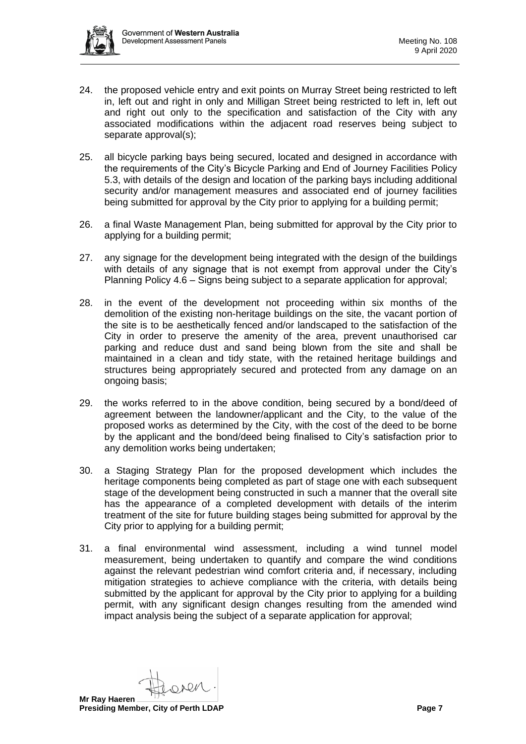24. the proposed vehicle entry and exit points on Murray Street being restricted to left in, left out and right in only and Milligan Street being restricted to left in, left out and right out only to the specification and satisfaction of the City with any associated modifications within the adjacent road reserves being subject to separate approval(s);

25. all bicycle parking bays being secured, located and designed in accordance with the requirements of the City's Bicycle Parking and End of Journey Facilities Policy 5.3, with details of the design and location of the parking bays including additional security and/or management measures and associated end of journey facilities being submitted for approval by the City prior to applying for a building permit;

26. a final Waste Management Plan, being submitted for approval by the City prior to applying for a building permit;

27. any signage for the development being integrated with the design of the buildings with details of any signage that is not exempt from approval under the City's Planning Policy 4.6 – Signs being subject to a separate application for approval;

28. in the event of the development not proceeding within six months of the demolition of the existing non-heritage buildings on the site, the vacant portion of the site is to be aesthetically fenced and/or landscaped to the satisfaction of the City in order to preserve the amenity of the area, prevent unauthorised car parking and reduce dust and sand being blown from the site and shall be maintained in a clean and tidy state, with the retained heritage buildings and structures being appropriately secured and protected from any damage on an ongoing basis;

29. the works referred to in the above condition, being secured by a bond/deed of agreement between the landowner/applicant and the City, to the value of the proposed works as determined by the City, with the cost of the deed to be borne by the applicant and the bond/deed being finalised to City's satisfaction prior to any demolition works being undertaken;

30. a Staging Strategy Plan for the proposed development which includes the heritage components being completed as part of stage one with each subsequent stage of the development being constructed in such a manner that the overall site has the appearance of a completed development with details of the interim treatment of the site for future building stages being submitted for approval by the City prior to applying for a building permit;

31. a final environmental wind assessment, including a wind tunnel model measurement, being undertaken to quantify and compare the wind conditions against the relevant pedestrian wind comfort criteria and, if necessary, including mitigation strategies to achieve compliance with the criteria, with details being submitted by the applicant for approval by the City prior to applying for a building permit, with any significant design changes resulting from the amended wind impact analysis being the subject of a separate application for approval;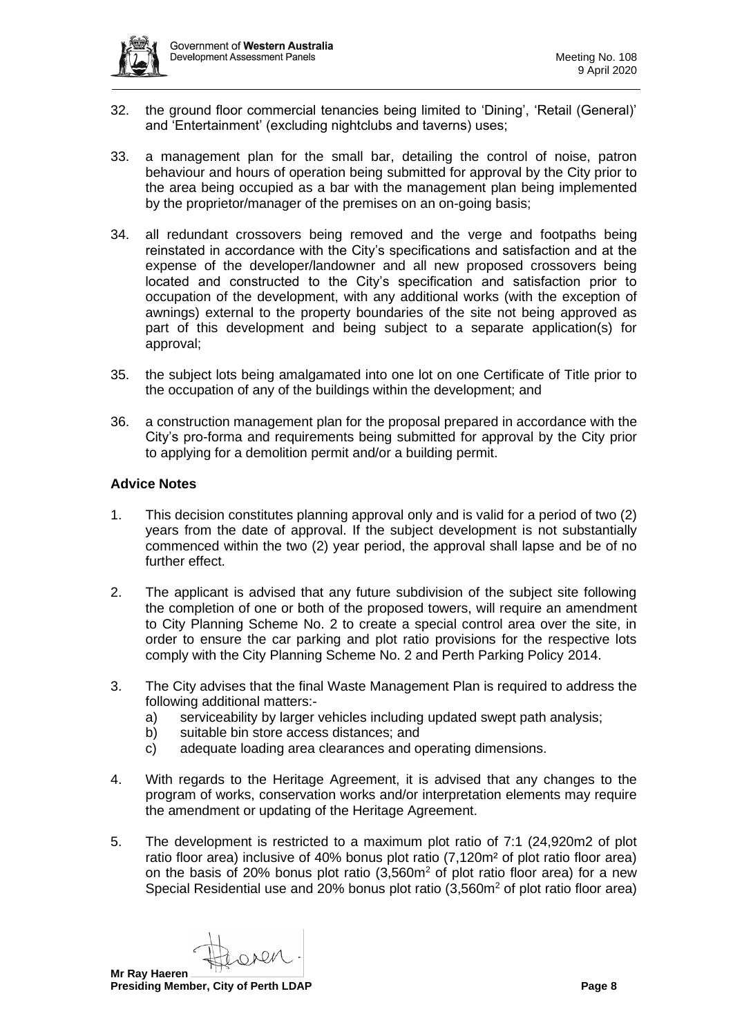32. the ground floor commercial tenancies being limited to 'Dining', 'Retail (General)' and 'Entertainment' (excluding nightclubs and taverns) uses;

33. a management plan for the small bar, detailing the control of noise, patron behaviour and hours of operation being submitted for approval by the City prior to the area being occupied as a bar with the management plan being implemented by the proprietor/manager of the premises on an on-going basis;

34. all redundant crossovers being removed and the verge and footpaths being reinstated in accordance with the City's specifications and satisfaction and at the expense of the developer/landowner and all new proposed crossovers being located and constructed to the City's specification and satisfaction prior to occupation of the development, with any additional works (with the exception of awnings) external to the property boundaries of the site not being approved as part of this development and being subject to a separate application(s) for approval;

35. the subject lots being amalgamated into one lot on one Certificate of Title prior to the occupation of any of the buildings within the development; and

36. a construction management plan for the proposal prepared in accordance with the City's pro-forma and requirements being submitted for approval by the City prior to applying for a demolition permit and/or a building permit.

### Advice Notes

1. This decision constitutes planning approval only and is valid for a period of two (2) years from the date of approval. If the subject development is not substantially commenced within the two (2) year period, the approval shall lapse and be of no further effect.

2. The applicant is advised that any future subdivision of the subject site following the completion of one or both of the proposed towers, will require an amendment to City Planning Scheme No. 2 to create a special control area over the site, in order to ensure the car parking and plot ratio provisions for the respective lots comply with the City Planning Scheme No. 2 and Perth Parking Policy 2014.

3. The City advises that the final Waste Management Plan is required to address the following additional matters:-
   a) serviceability by larger vehicles including updated swept path analysis;
   b) suitable bin store access distances; and
   c) adequate loading area clearances and operating dimensions.

4. With regards to the Heritage Agreement, it is advised that any changes to the program of works, conservation works and/or interpretation elements may require the amendment or updating of the Heritage Agreement.

5. The development is restricted to a maximum plot ratio of 7:1 (24,920m2 of plot ratio floor area) inclusive of 40% bonus plot ratio (7,120m² of plot ratio floor area) on the basis of 20% bonus plot ratio (3,560m² of plot ratio floor area) for a new Special Residential use and 20% bonus plot ratio (3,560m² of plot ratio floor area)

**Mr Ray Haeren**
**Presiding Member, City of Perth LDAP**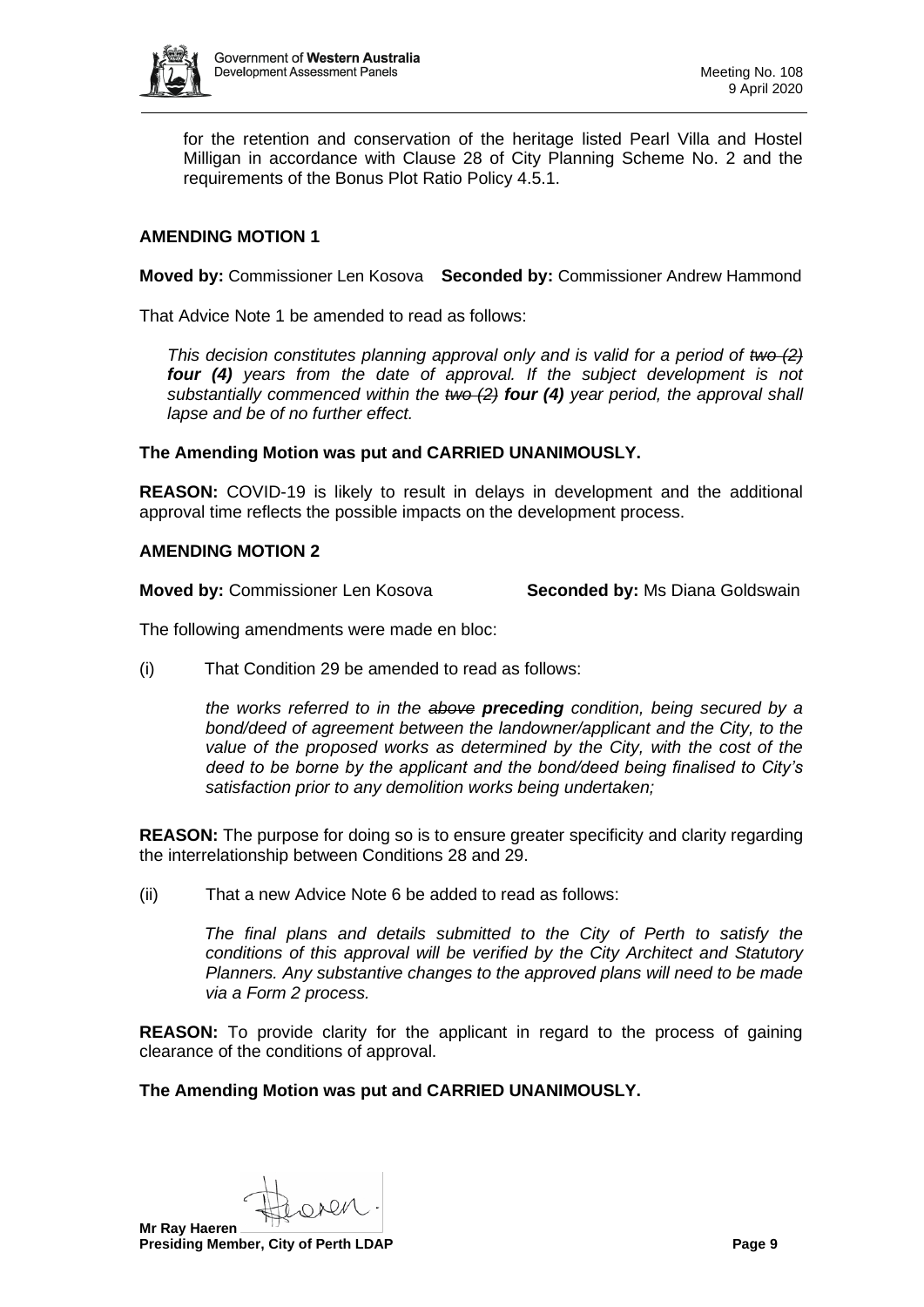for the retention and conservation of the heritage listed Pearl Villa and Hostel Milligan in accordance with Clause 28 of City Planning Scheme No. 2 and the requirements of the Bonus Plot Ratio Policy 4.5.1.

**AMENDING MOTION 1**

**Moved by:** Commissioner Len Kosova **Seconded by:** Commissioner Andrew Hammond

That Advice Note 1 be amended to read as follows:

> *This decision constitutes planning approval only and is valid for a period of ~~two (2)~~ **four (4)** years from the date of approval. If the subject development is not substantially commenced within the ~~two (2)~~ **four (4)** year period, the approval shall lapse and be of no further effect.*

**The Amending Motion was put and CARRIED UNANIMOUSLY.**

**REASON:** COVID-19 is likely to result in delays in development and the additional approval time reflects the possible impacts on the development process.

**AMENDING MOTION 2**

**Moved by:** Commissioner Len Kosova **Seconded by:** Ms Diana Goldswain

The following amendments were made en bloc:

(i) That Condition 29 be amended to read as follows:

> *the works referred to in the ~~above~~ **preceding** condition, being secured by a bond/deed of agreement between the landowner/applicant and the City, to the value of the proposed works as determined by the City, with the cost of the deed to be borne by the applicant and the bond/deed being finalised to City's satisfaction prior to any demolition works being undertaken;*

**REASON:** The purpose for doing so is to ensure greater specificity and clarity regarding the interrelationship between Conditions 28 and 29.

(ii) That a new Advice Note 6 be added to read as follows:

> *The final plans and details submitted to the City of Perth to satisfy the conditions of this approval will be verified by the City Architect and Statutory Planners. Any substantive changes to the approved plans will need to be made via a Form 2 process.*

**REASON:** To provide clarity for the applicant in regard to the process of gaining clearance of the conditions of approval.

**The Amending Motion was put and CARRIED UNANIMOUSLY.**

**Mr Ray Haeren**
**Presiding Member, City of Perth LDAP**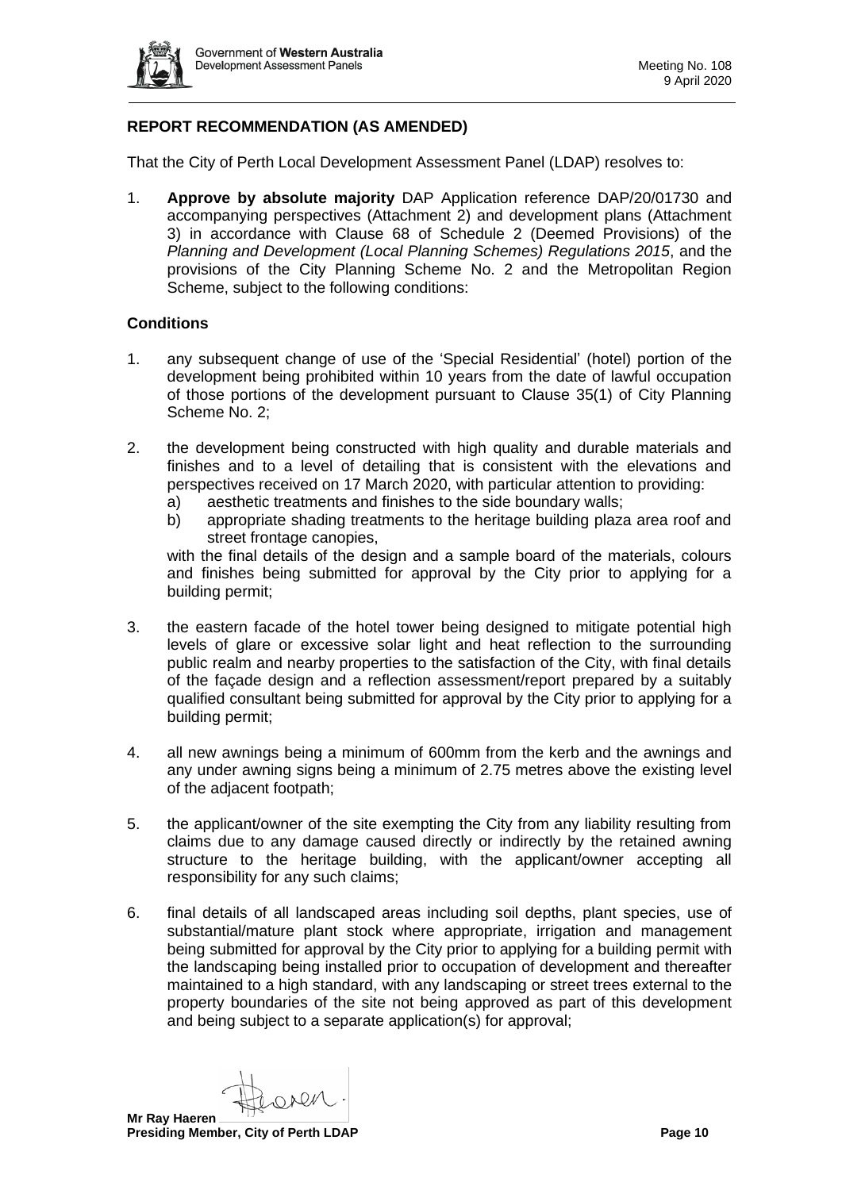## REPORT RECOMMENDATION (AS AMENDED)

That the City of Perth Local Development Assessment Panel (LDAP) resolves to:

1. **Approve by absolute majority** DAP Application reference DAP/20/01730 and accompanying perspectives (Attachment 2) and development plans (Attachment 3) in accordance with Clause 68 of Schedule 2 (Deemed Provisions) of the *Planning and Development (Local Planning Schemes) Regulations 2015*, and the provisions of the City Planning Scheme No. 2 and the Metropolitan Region Scheme, subject to the following conditions:

### Conditions

1. any subsequent change of use of the 'Special Residential' (hotel) portion of the development being prohibited within 10 years from the date of lawful occupation of those portions of the development pursuant to Clause 35(1) of City Planning Scheme No. 2;

2. the development being constructed with high quality and durable materials and finishes and to a level of detailing that is consistent with the elevations and perspectives received on 17 March 2020, with particular attention to providing:
   a) aesthetic treatments and finishes to the side boundary walls;
   b) appropriate shading treatments to the heritage building plaza area roof and street frontage canopies,

   with the final details of the design and a sample board of the materials, colours and finishes being submitted for approval by the City prior to applying for a building permit;

3. the eastern facade of the hotel tower being designed to mitigate potential high levels of glare or excessive solar light and heat reflection to the surrounding public realm and nearby properties to the satisfaction of the City, with final details of the façade design and a reflection assessment/report prepared by a suitably qualified consultant being submitted for approval by the City prior to applying for a building permit;

4. all new awnings being a minimum of 600mm from the kerb and the awnings and any under awning signs being a minimum of 2.75 metres above the existing level of the adjacent footpath;

5. the applicant/owner of the site exempting the City from any liability resulting from claims due to any damage caused directly or indirectly by the retained awning structure to the heritage building, with the applicant/owner accepting all responsibility for any such claims;

6. final details of all landscaped areas including soil depths, plant species, use of substantial/mature plant stock where appropriate, irrigation and management being submitted for approval by the City prior to applying for a building permit with the landscaping being installed prior to occupation of development and thereafter maintained to a high standard, with any landscaping or street trees external to the property boundaries of the site not being approved as part of this development and being subject to a separate application(s) for approval;

**Mr Ray Haeren**
**Presiding Member, City of Perth LDAP**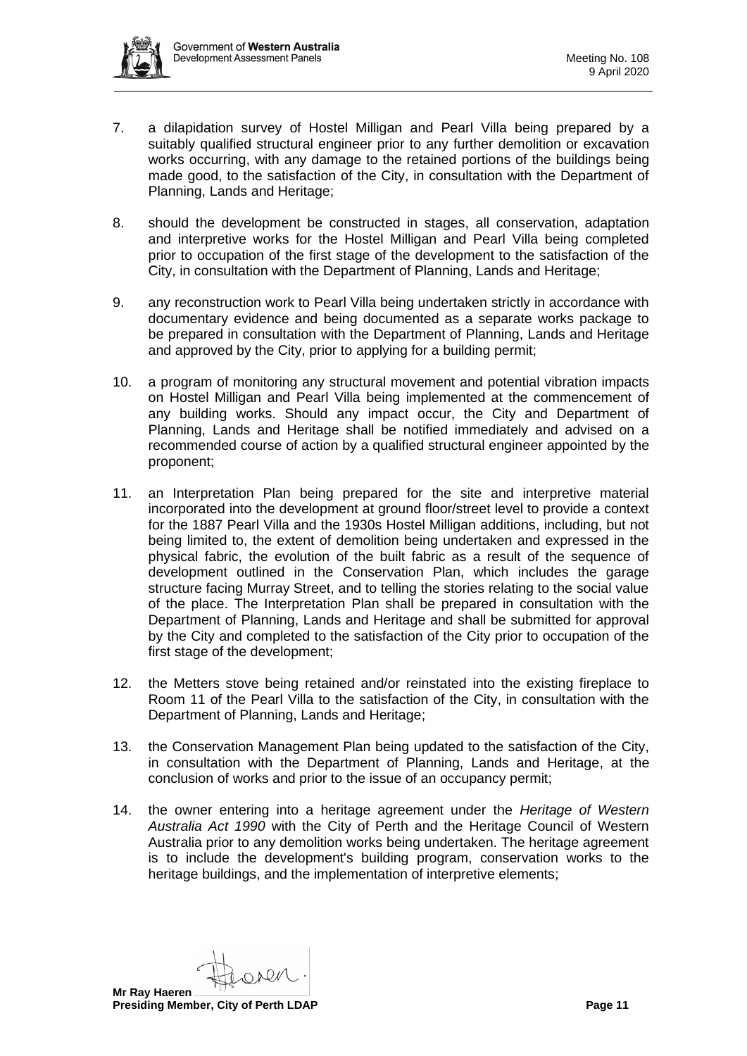7. a dilapidation survey of Hostel Milligan and Pearl Villa being prepared by a suitably qualified structural engineer prior to any further demolition or excavation works occurring, with any damage to the retained portions of the buildings being made good, to the satisfaction of the City, in consultation with the Department of Planning, Lands and Heritage;

8. should the development be constructed in stages, all conservation, adaptation and interpretive works for the Hostel Milligan and Pearl Villa being completed prior to occupation of the first stage of the development to the satisfaction of the City, in consultation with the Department of Planning, Lands and Heritage;

9. any reconstruction work to Pearl Villa being undertaken strictly in accordance with documentary evidence and being documented as a separate works package to be prepared in consultation with the Department of Planning, Lands and Heritage and approved by the City, prior to applying for a building permit;

10. a program of monitoring any structural movement and potential vibration impacts on Hostel Milligan and Pearl Villa being implemented at the commencement of any building works. Should any impact occur, the City and Department of Planning, Lands and Heritage shall be notified immediately and advised on a recommended course of action by a qualified structural engineer appointed by the proponent;

11. an Interpretation Plan being prepared for the site and interpretive material incorporated into the development at ground floor/street level to provide a context for the 1887 Pearl Villa and the 1930s Hostel Milligan additions, including, but not being limited to, the extent of demolition being undertaken and expressed in the physical fabric, the evolution of the built fabric as a result of the sequence of development outlined in the Conservation Plan, which includes the garage structure facing Murray Street, and to telling the stories relating to the social value of the place. The Interpretation Plan shall be prepared in consultation with the Department of Planning, Lands and Heritage and shall be submitted for approval by the City and completed to the satisfaction of the City prior to occupation of the first stage of the development;

12. the Metters stove being retained and/or reinstated into the existing fireplace to Room 11 of the Pearl Villa to the satisfaction of the City, in consultation with the Department of Planning, Lands and Heritage;

13. the Conservation Management Plan being updated to the satisfaction of the City, in consultation with the Department of Planning, Lands and Heritage, at the conclusion of works and prior to the issue of an occupancy permit;

14. the owner entering into a heritage agreement under the *Heritage of Western Australia Act 1990* with the City of Perth and the Heritage Council of Western Australia prior to any demolition works being undertaken. The heritage agreement is to include the development's building program, conservation works to the heritage buildings, and the implementation of interpretive elements;

**Mr Ray Haeren**
**Presiding Member, City of Perth LDAP**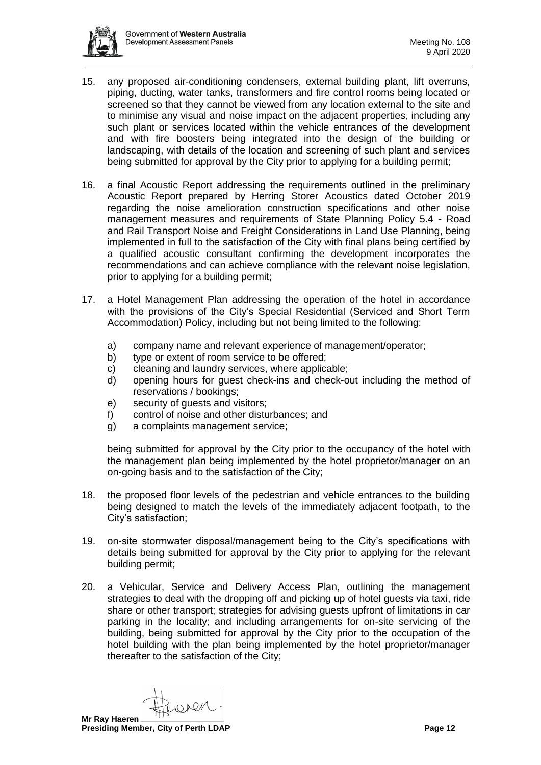15. any proposed air-conditioning condensers, external building plant, lift overruns, piping, ducting, water tanks, transformers and fire control rooms being located or screened so that they cannot be viewed from any location external to the site and to minimise any visual and noise impact on the adjacent properties, including any such plant or services located within the vehicle entrances of the development and with fire boosters being integrated into the design of the building or landscaping, with details of the location and screening of such plant and services being submitted for approval by the City prior to applying for a building permit;

16. a final Acoustic Report addressing the requirements outlined in the preliminary Acoustic Report prepared by Herring Storer Acoustics dated October 2019 regarding the noise amelioration construction specifications and other noise management measures and requirements of State Planning Policy 5.4 - Road and Rail Transport Noise and Freight Considerations in Land Use Planning, being implemented in full to the satisfaction of the City with final plans being certified by a qualified acoustic consultant confirming the development incorporates the recommendations and can achieve compliance with the relevant noise legislation, prior to applying for a building permit;

17. a Hotel Management Plan addressing the operation of the hotel in accordance with the provisions of the City's Special Residential (Serviced and Short Term Accommodation) Policy, including but not being limited to the following:

    a) company name and relevant experience of management/operator;
    b) type or extent of room service to be offered;
    c) cleaning and laundry services, where applicable;
    d) opening hours for guest check-ins and check-out including the method of reservations / bookings;
    e) security of guests and visitors;
    f) control of noise and other disturbances; and
    g) a complaints management service;

    being submitted for approval by the City prior to the occupancy of the hotel with the management plan being implemented by the hotel proprietor/manager on an on-going basis and to the satisfaction of the City;

18. the proposed floor levels of the pedestrian and vehicle entrances to the building being designed to match the levels of the immediately adjacent footpath, to the City's satisfaction;

19. on-site stormwater disposal/management being to the City's specifications with details being submitted for approval by the City prior to applying for the relevant building permit;

20. a Vehicular, Service and Delivery Access Plan, outlining the management strategies to deal with the dropping off and picking up of hotel guests via taxi, ride share or other transport; strategies for advising guests upfront of limitations in car parking in the locality; and including arrangements for on-site servicing of the building, being submitted for approval by the City prior to the occupation of the hotel building with the plan being implemented by the hotel proprietor/manager thereafter to the satisfaction of the City;

**Mr Ray Haeren**
**Presiding Member, City of Perth LDAP**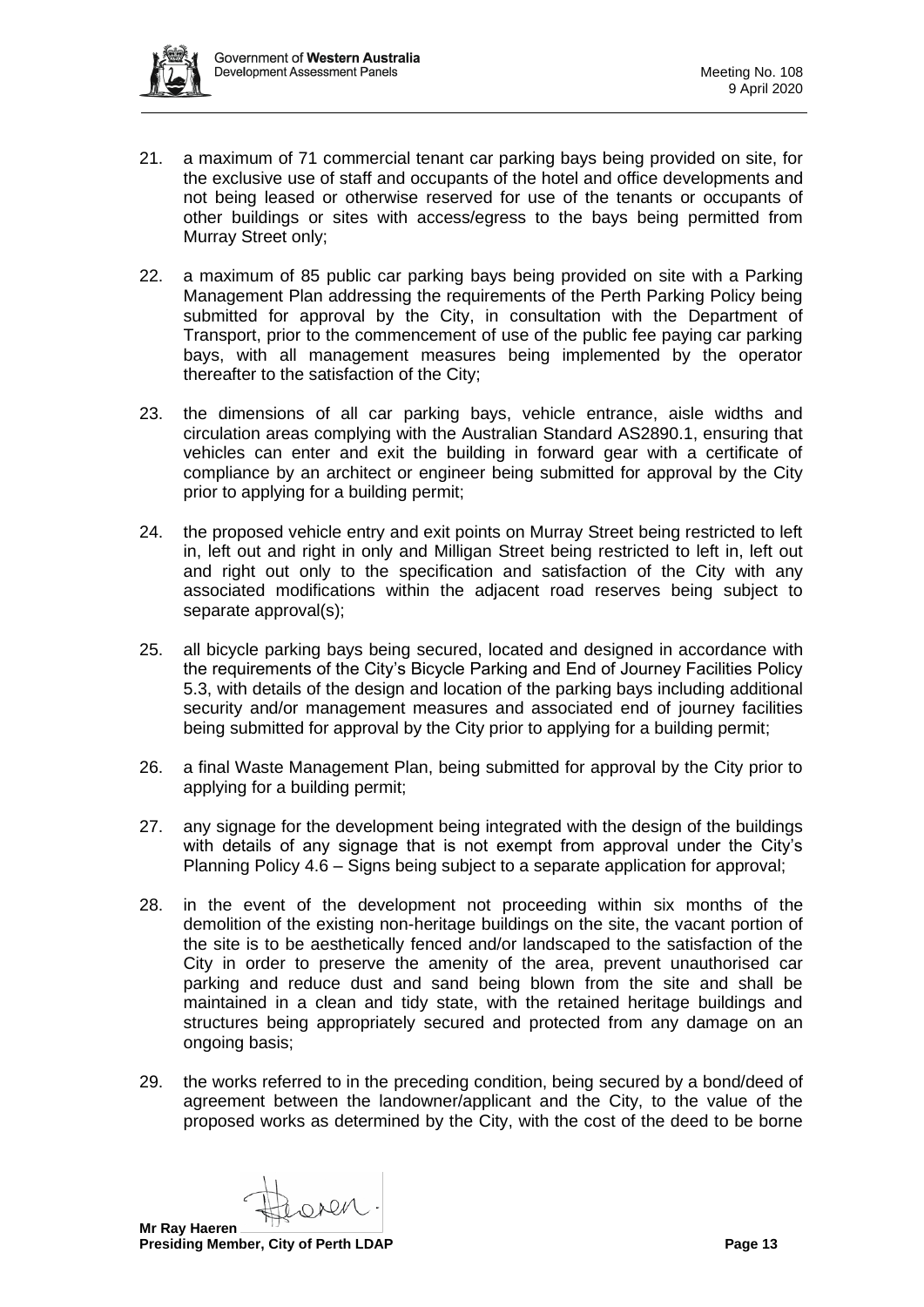21. a maximum of 71 commercial tenant car parking bays being provided on site, for the exclusive use of staff and occupants of the hotel and office developments and not being leased or otherwise reserved for use of the tenants or occupants of other buildings or sites with access/egress to the bays being permitted from Murray Street only;

22. a maximum of 85 public car parking bays being provided on site with a Parking Management Plan addressing the requirements of the Perth Parking Policy being submitted for approval by the City, in consultation with the Department of Transport, prior to the commencement of use of the public fee paying car parking bays, with all management measures being implemented by the operator thereafter to the satisfaction of the City;

23. the dimensions of all car parking bays, vehicle entrance, aisle widths and circulation areas complying with the Australian Standard AS2890.1, ensuring that vehicles can enter and exit the building in forward gear with a certificate of compliance by an architect or engineer being submitted for approval by the City prior to applying for a building permit;

24. the proposed vehicle entry and exit points on Murray Street being restricted to left in, left out and right in only and Milligan Street being restricted to left in, left out and right out only to the specification and satisfaction of the City with any associated modifications within the adjacent road reserves being subject to separate approval(s);

25. all bicycle parking bays being secured, located and designed in accordance with the requirements of the City's Bicycle Parking and End of Journey Facilities Policy 5.3, with details of the design and location of the parking bays including additional security and/or management measures and associated end of journey facilities being submitted for approval by the City prior to applying for a building permit;

26. a final Waste Management Plan, being submitted for approval by the City prior to applying for a building permit;

27. any signage for the development being integrated with the design of the buildings with details of any signage that is not exempt from approval under the City's Planning Policy 4.6 – Signs being subject to a separate application for approval;

28. in the event of the development not proceeding within six months of the demolition of the existing non-heritage buildings on the site, the vacant portion of the site is to be aesthetically fenced and/or landscaped to the satisfaction of the City in order to preserve the amenity of the area, prevent unauthorised car parking and reduce dust and sand being blown from the site and shall be maintained in a clean and tidy state, with the retained heritage buildings and structures being appropriately secured and protected from any damage on an ongoing basis;

29. the works referred to in the preceding condition, being secured by a bond/deed of agreement between the landowner/applicant and the City, to the value of the proposed works as determined by the City, with the cost of the deed to be borne

**Mr Ray Haeren**
**Presiding Member, City of Perth LDAP**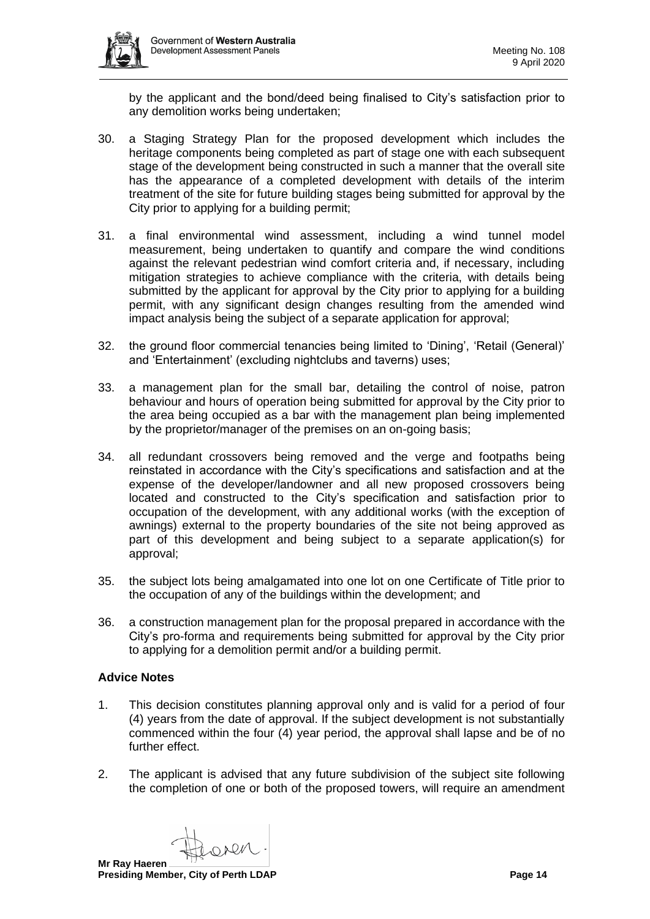by the applicant and the bond/deed being finalised to City's satisfaction prior to any demolition works being undertaken;

30. a Staging Strategy Plan for the proposed development which includes the heritage components being completed as part of stage one with each subsequent stage of the development being constructed in such a manner that the overall site has the appearance of a completed development with details of the interim treatment of the site for future building stages being submitted for approval by the City prior to applying for a building permit;

31. a final environmental wind assessment, including a wind tunnel model measurement, being undertaken to quantify and compare the wind conditions against the relevant pedestrian wind comfort criteria and, if necessary, including mitigation strategies to achieve compliance with the criteria, with details being submitted by the applicant for approval by the City prior to applying for a building permit, with any significant design changes resulting from the amended wind impact analysis being the subject of a separate application for approval;

32. the ground floor commercial tenancies being limited to 'Dining', 'Retail (General)' and 'Entertainment' (excluding nightclubs and taverns) uses;

33. a management plan for the small bar, detailing the control of noise, patron behaviour and hours of operation being submitted for approval by the City prior to the area being occupied as a bar with the management plan being implemented by the proprietor/manager of the premises on an on-going basis;

34. all redundant crossovers being removed and the verge and footpaths being reinstated in accordance with the City's specifications and satisfaction and at the expense of the developer/landowner and all new proposed crossovers being located and constructed to the City's specification and satisfaction prior to occupation of the development, with any additional works (with the exception of awnings) external to the property boundaries of the site not being approved as part of this development and being subject to a separate application(s) for approval;

35. the subject lots being amalgamated into one lot on one Certificate of Title prior to the occupation of any of the buildings within the development; and

36. a construction management plan for the proposal prepared in accordance with the City's pro-forma and requirements being submitted for approval by the City prior to applying for a demolition permit and/or a building permit.

**Advice Notes**

1. This decision constitutes planning approval only and is valid for a period of four (4) years from the date of approval. If the subject development is not substantially commenced within the four (4) year period, the approval shall lapse and be of no further effect.

2. The applicant is advised that any future subdivision of the subject site following the completion of one or both of the proposed towers, will require an amendment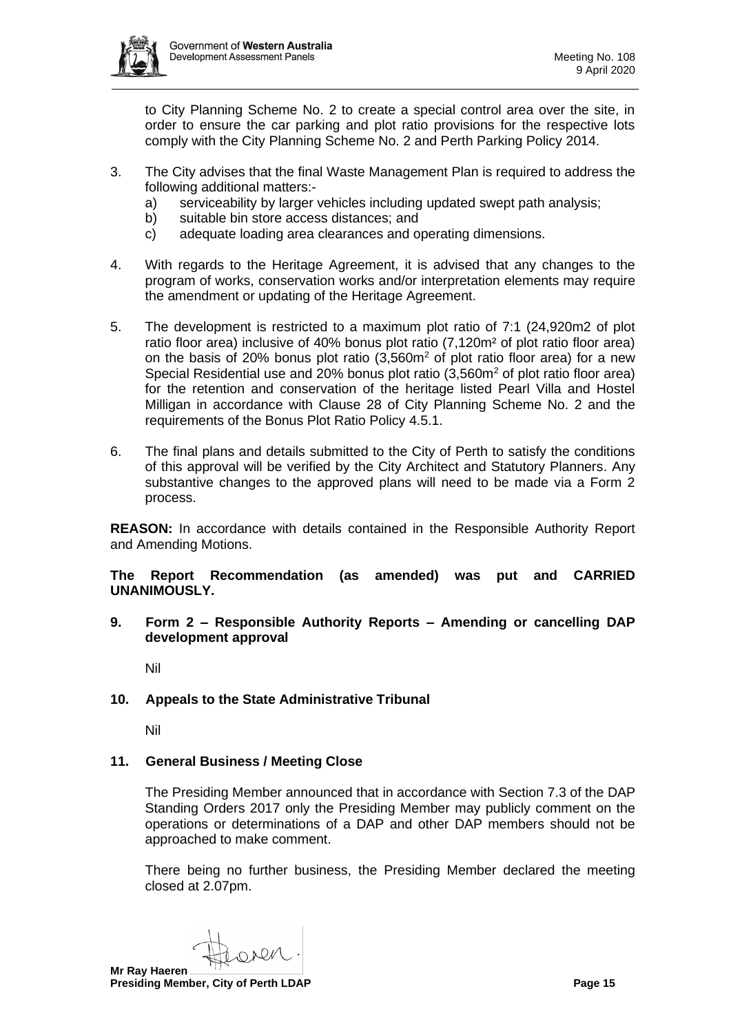to City Planning Scheme No. 2 to create a special control area over the site, in order to ensure the car parking and plot ratio provisions for the respective lots comply with the City Planning Scheme No. 2 and Perth Parking Policy 2014.

3. The City advises that the final Waste Management Plan is required to address the following additional matters:-
   a) serviceability by larger vehicles including updated swept path analysis;
   b) suitable bin store access distances; and
   c) adequate loading area clearances and operating dimensions.

4. With regards to the Heritage Agreement, it is advised that any changes to the program of works, conservation works and/or interpretation elements may require the amendment or updating of the Heritage Agreement.

5. The development is restricted to a maximum plot ratio of 7:1 (24,920m2 of plot ratio floor area) inclusive of 40% bonus plot ratio (7,120m² of plot ratio floor area) on the basis of 20% bonus plot ratio (3,560m² of plot ratio floor area) for a new Special Residential use and 20% bonus plot ratio (3,560m² of plot ratio floor area) for the retention and conservation of the heritage listed Pearl Villa and Hostel Milligan in accordance with Clause 28 of City Planning Scheme No. 2 and the requirements of the Bonus Plot Ratio Policy 4.5.1.

6. The final plans and details submitted to the City of Perth to satisfy the conditions of this approval will be verified by the City Architect and Statutory Planners. Any substantive changes to the approved plans will need to be made via a Form 2 process.

**REASON:** In accordance with details contained in the Responsible Authority Report and Amending Motions.

**The Report Recommendation (as amended) was put and CARRIED UNANIMOUSLY.**

## 9. Form 2 – Responsible Authority Reports – Amending or cancelling DAP development approval

Nil

## 10. Appeals to the State Administrative Tribunal

Nil

## 11. General Business / Meeting Close

The Presiding Member announced that in accordance with Section 7.3 of the DAP Standing Orders 2017 only the Presiding Member may publicly comment on the operations or determinations of a DAP and other DAP members should not be approached to make comment.

There being no further business, the Presiding Member declared the meeting closed at 2.07pm.

**Mr Ray Haeren**
**Presiding Member, City of Perth LDAP**